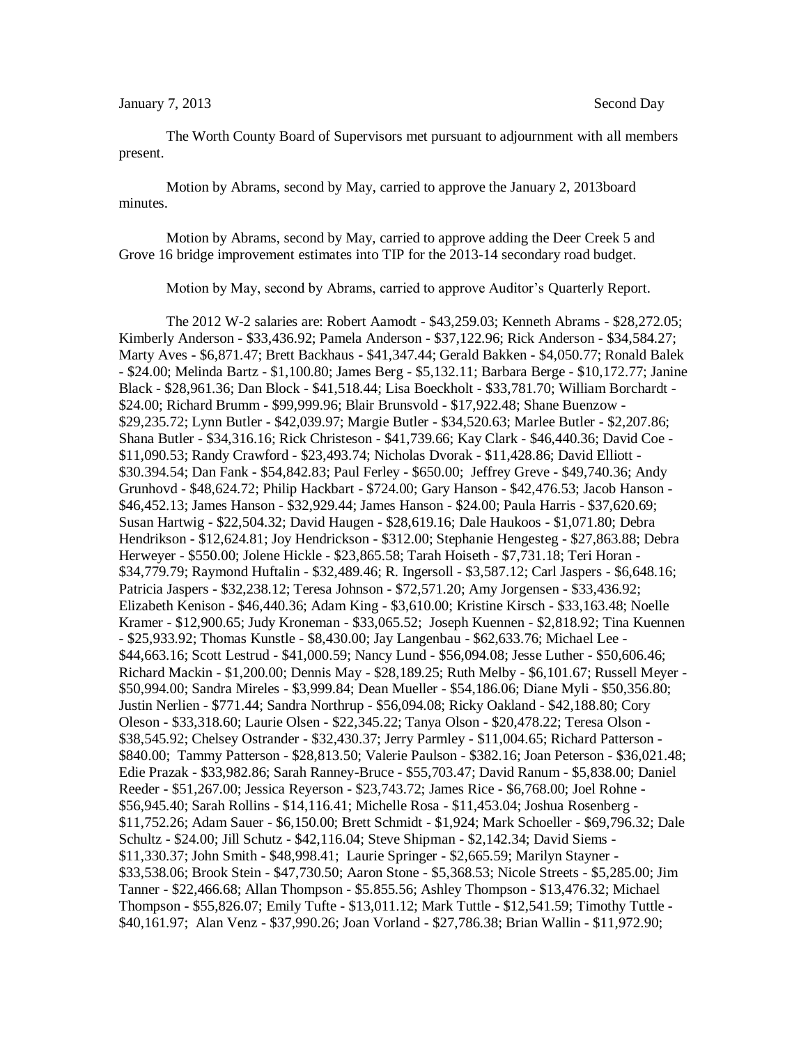January 7, 2013 Second Day

The Worth County Board of Supervisors met pursuant to adjournment with all members present.

Motion by Abrams, second by May, carried to approve the January 2, 2013board minutes.

Motion by Abrams, second by May, carried to approve adding the Deer Creek 5 and Grove 16 bridge improvement estimates into TIP for the 2013-14 secondary road budget.

Motion by May, second by Abrams, carried to approve Auditor's Quarterly Report.

The 2012 W-2 salaries are: Robert Aamodt - $43,259.03; Kenneth Abrams - $28,272.05; Kimberly Anderson - $33,436.92; Pamela Anderson - $37,122.96; Rick Anderson - $34,584.27; Marty Aves - $6,871.47; Brett Backhaus - $41,347.44; Gerald Bakken - $4,050.77; Ronald Balek - $24.00; Melinda Bartz - $1,100.80; James Berg - $5,132.11; Barbara Berge - $10,172.77; Janine Black - $28,961.36; Dan Block - $41,518.44; Lisa Boeckholt - $33,781.70; William Borchardt - $24.00; Richard Brumm - $99,999.96; Blair Brunsvold - $17,922.48; Shane Buenzow - $29,235.72; Lynn Butler - $42,039.97; Margie Butler - $34,520.63; Marlee Butler - $2,207.86; Shana Butler - $34,316.16; Rick Christeson - $41,739.66; Kay Clark - $46,440.36; David Coe - $11,090.53; Randy Crawford - $23,493.74; Nicholas Dvorak - $11,428.86; David Elliott - $30.394.54; Dan Fank - $54,842.83; Paul Ferley - $650.00; Jeffrey Greve - $49,740.36; Andy Grunhovd - $48,624.72; Philip Hackbart - $724.00; Gary Hanson - $42,476.53; Jacob Hanson - $46,452.13; James Hanson - $32,929.44; James Hanson - $24.00; Paula Harris - $37,620.69; Susan Hartwig - $22,504.32; David Haugen - $28,619.16; Dale Haukoos - $1,071.80; Debra Hendrikson - $12,624.81; Joy Hendrickson - $312.00; Stephanie Hengesteg - $27,863.88; Debra Herweyer - $550.00; Jolene Hickle - $23,865.58; Tarah Hoiseth - $7,731.18; Teri Horan - $34,779.79; Raymond Huftalin - $32,489.46; R. Ingersoll - $3,587.12; Carl Jaspers - $6,648.16; Patricia Jaspers - $32,238.12; Teresa Johnson - $72,571.20; Amy Jorgensen - $33,436.92; Elizabeth Kenison - $46,440.36; Adam King - $3,610.00; Kristine Kirsch - $33,163.48; Noelle Kramer - $12,900.65; Judy Kroneman - $33,065.52; Joseph Kuennen - $2,818.92; Tina Kuennen - $25,933.92; Thomas Kunstle - $8,430.00; Jay Langenbau - $62,633.76; Michael Lee - $44,663.16; Scott Lestrud - $41,000.59; Nancy Lund - $56,094.08; Jesse Luther - $50,606.46; Richard Mackin - $1,200.00; Dennis May - $28,189.25; Ruth Melby - $6,101.67; Russell Meyer - $50,994.00; Sandra Mireles - $3,999.84; Dean Mueller - $54,186.06; Diane Myli - $50,356.80; Justin Nerlien - $771.44; Sandra Northrup - $56,094.08; Ricky Oakland - $42,188.80; Cory Oleson - $33,318.60; Laurie Olsen - $22,345.22; Tanya Olson - $20,478.22; Teresa Olson - $38,545.92; Chelsey Ostrander - $32,430.37; Jerry Parmley - $11,004.65; Richard Patterson - $840.00; Tammy Patterson - $28,813.50; Valerie Paulson - $382.16; Joan Peterson - $36,021.48; Edie Prazak - $33,982.86; Sarah Ranney-Bruce - $55,703.47; David Ranum - $5,838.00; Daniel Reeder - $51,267.00; Jessica Reyerson - $23,743.72; James Rice - $6,768.00; Joel Rohne - $56,945.40; Sarah Rollins - $14,116.41; Michelle Rosa - $11,453.04; Joshua Rosenberg - $11,752.26; Adam Sauer - $6,150.00; Brett Schmidt - $1,924; Mark Schoeller - $69,796.32; Dale Schultz - $24.00; Jill Schutz - $42,116.04; Steve Shipman - $2,142.34; David Siems - $11,330.37; John Smith - $48,998.41; Laurie Springer - $2,665.59; Marilyn Stayner - $33,538.06; Brook Stein - $47,730.50; Aaron Stone - $5,368.53; Nicole Streets - $5,285.00; Jim Tanner - $22,466.68; Allan Thompson - $5.855.56; Ashley Thompson - $13,476.32; Michael Thompson - $55,826.07; Emily Tufte - $13,011.12; Mark Tuttle - $12,541.59; Timothy Tuttle - $40,161.97; Alan Venz - $37,990.26; Joan Vorland - $27,786.38; Brian Wallin - $11,972.90;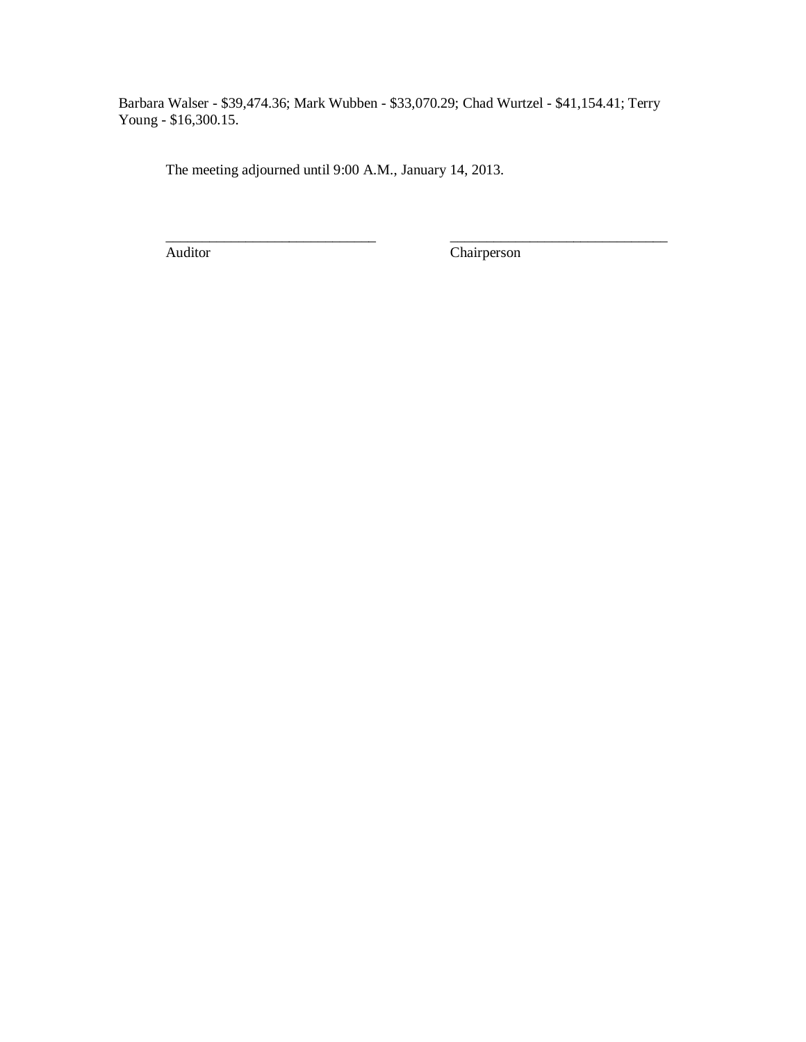Barbara Walser - $39,474.36; Mark Wubben - $33,070.29; Chad Wurtzel - $41,154.41; Terry Young - $16,300.15.

The meeting adjourned until 9:00 A.M., January 14, 2013.

| | |
|---|---|
| _____________________________ | ______________________________ |
| Auditor | Chairperson |